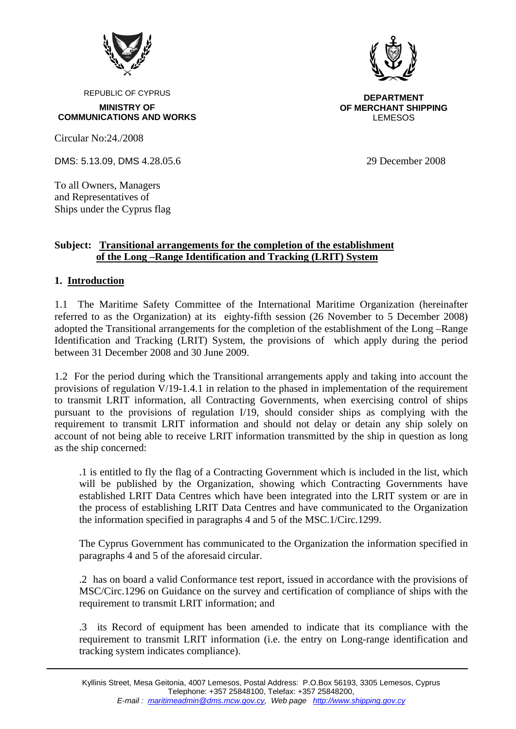REPUBLIC OF CYPRUS

**MINISTRY OF COMMUNICATIONS AND WORKS**

**DEPARTMENT OF MERCHANT SHIPPING**
LEMESOS

Circular No:24./2008

DMS: 5.13.09, DMS 4.28.05.6

29 December 2008

To all Owners, Managers
and Representatives of
Ships under the Cyprus flag

**Subject: Transitional arrangements for the completion of the establishment of the Long –Range Identification and Tracking (LRIT) System**

## 1. Introduction

1.1 The Maritime Safety Committee of the International Maritime Organization (hereinafter referred to as the Organization) at its eighty-fifth session (26 November to 5 December 2008) adopted the Transitional arrangements for the completion of the establishment of the Long –Range Identification and Tracking (LRIT) System, the provisions of which apply during the period between 31 December 2008 and 30 June 2009.

1.2 For the period during which the Transitional arrangements apply and taking into account the provisions of regulation V/19-1.4.1 in relation to the phased in implementation of the requirement to transmit LRIT information, all Contracting Governments, when exercising control of ships pursuant to the provisions of regulation I/19, should consider ships as complying with the requirement to transmit LRIT information and should not delay or detain any ship solely on account of not being able to receive LRIT information transmitted by the ship in question as long as the ship concerned:

.1 is entitled to fly the flag of a Contracting Government which is included in the list, which will be published by the Organization, showing which Contracting Governments have established LRIT Data Centres which have been integrated into the LRIT system or are in the process of establishing LRIT Data Centres and have communicated to the Organization the information specified in paragraphs 4 and 5 of the MSC.1/Circ.1299.

The Cyprus Government has communicated to the Organization the information specified in paragraphs 4 and 5 of the aforesaid circular.

.2 has on board a valid Conformance test report, issued in accordance with the provisions of MSC/Circ.1296 on Guidance on the survey and certification of compliance of ships with the requirement to transmit LRIT information; and

.3 its Record of equipment has been amended to indicate that its compliance with the requirement to transmit LRIT information (i.e. the entry on Long-range identification and tracking system indicates compliance).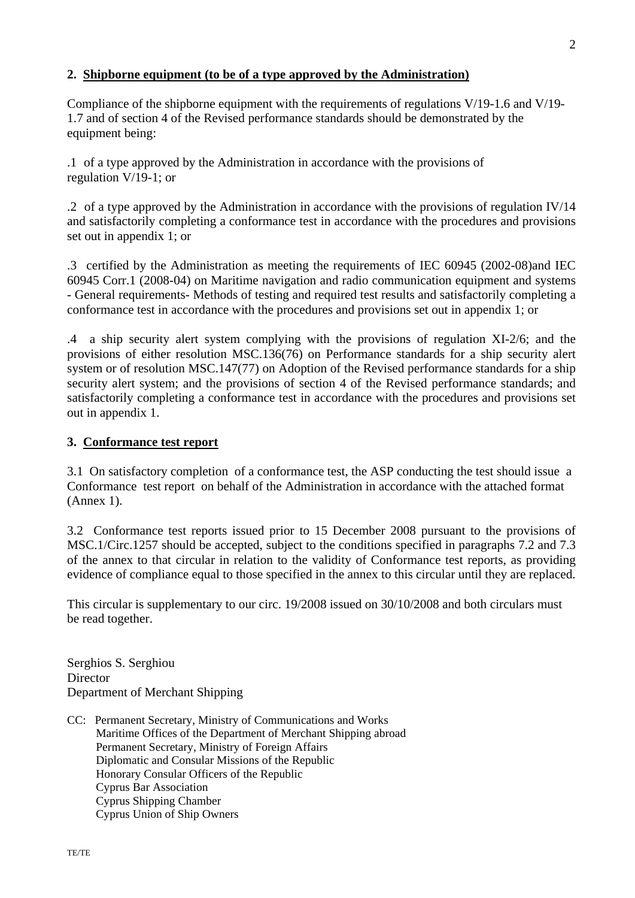## 2. Shipborne equipment (to be of a type approved by the Administration)

Compliance of the shipborne equipment with the requirements of regulations V/19-1.6 and V/19-1.7 and of section 4 of the Revised performance standards should be demonstrated by the equipment being:

.1 of a type approved by the Administration in accordance with the provisions of regulation V/19-1; or

.2 of a type approved by the Administration in accordance with the provisions of regulation IV/14 and satisfactorily completing a conformance test in accordance with the procedures and provisions set out in appendix 1; or

.3 certified by the Administration as meeting the requirements of IEC 60945 (2002-08)and IEC 60945 Corr.1 (2008-04) on Maritime navigation and radio communication equipment and systems - General requirements- Methods of testing and required test results and satisfactorily completing a conformance test in accordance with the procedures and provisions set out in appendix 1; or

.4 a ship security alert system complying with the provisions of regulation XI-2/6; and the provisions of either resolution MSC.136(76) on Performance standards for a ship security alert system or of resolution MSC.147(77) on Adoption of the Revised performance standards for a ship security alert system; and the provisions of section 4 of the Revised performance standards; and satisfactorily completing a conformance test in accordance with the procedures and provisions set out in appendix 1.

## 3. Conformance test report

3.1 On satisfactory completion of a conformance test, the ASP conducting the test should issue a Conformance test report on behalf of the Administration in accordance with the attached format (Annex 1).

3.2 Conformance test reports issued prior to 15 December 2008 pursuant to the provisions of MSC.1/Circ.1257 should be accepted, subject to the conditions specified in paragraphs 7.2 and 7.3 of the annex to that circular in relation to the validity of Conformance test reports, as providing evidence of compliance equal to those specified in the annex to this circular until they are replaced.

This circular is supplementary to our circ. 19/2008 issued on 30/10/2008 and both circulars must be read together.

Serghios S. Serghiou
Director
Department of Merchant Shipping

CC: Permanent Secretary, Ministry of Communications and Works
Maritime Offices of the Department of Merchant Shipping abroad
Permanent Secretary, Ministry of Foreign Affairs
Diplomatic and Consular Missions of the Republic
Honorary Consular Officers of the Republic
Cyprus Bar Association
Cyprus Shipping Chamber
Cyprus Union of Ship Owners

TE/TE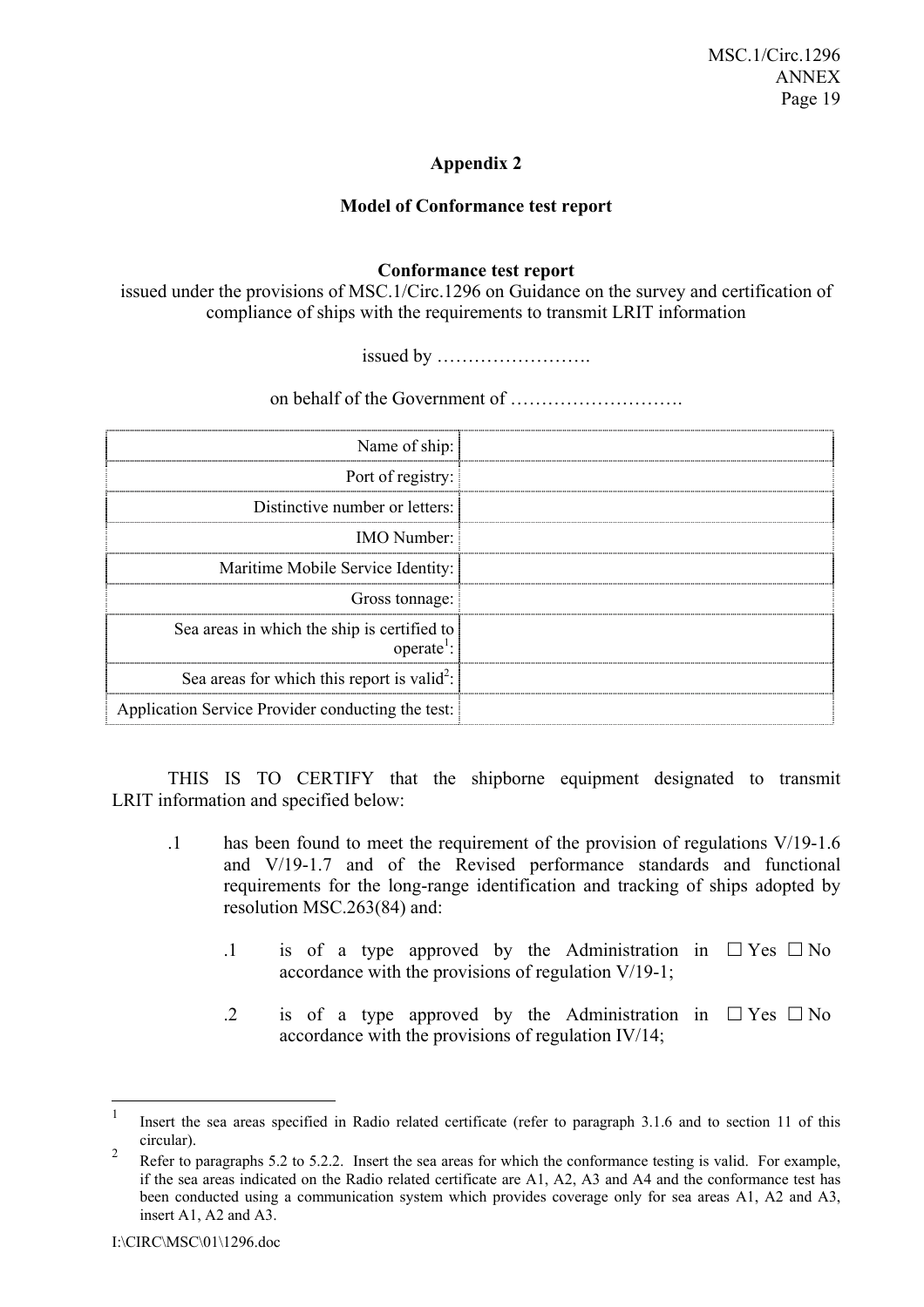## Appendix 2

### Model of Conformance test report

**Conformance test report**

issued under the provisions of MSC.1/Circ.1296 on Guidance on the survey and certification of compliance of ships with the requirements to transmit LRIT information

issued by …………………….

on behalf of the Government of ……………………….

| | |
|---|---|
| Name of ship: | |
| Port of registry: | |
| Distinctive number or letters: | |
| IMO Number: | |
| Maritime Mobile Service Identity: | |
| Gross tonnage: | |
| Sea areas in which the ship is certified to operate[1]: | |
| Sea areas for which this report is valid[2]: | |
| Application Service Provider conducting the test: | |

THIS IS TO CERTIFY that the shipborne equipment designated to transmit LRIT information and specified below:

.1 has been found to meet the requirement of the provision of regulations V/19-1.6 and V/19-1.7 and of the Revised performance standards and functional requirements for the long-range identification and tracking of ships adopted by resolution MSC.263(84) and:

  .1 is of a type approved by the Administration in accordance with the provisions of regulation V/19-1; ☐ Yes ☐ No

  .2 is of a type approved by the Administration in accordance with the provisions of regulation IV/14; ☐ Yes ☐ No

---

[1] Insert the sea areas specified in Radio related certificate (refer to paragraph 3.1.6 and to section 11 of this circular).

[2] Refer to paragraphs 5.2 to 5.2.2. Insert the sea areas for which the conformance testing is valid. For example, if the sea areas indicated on the Radio related certificate are A1, A2, A3 and A4 and the conformance test has been conducted using a communication system which provides coverage only for sea areas A1, A2 and A3, insert A1, A2 and A3.

I:\CIRC\MSC\01\1296.doc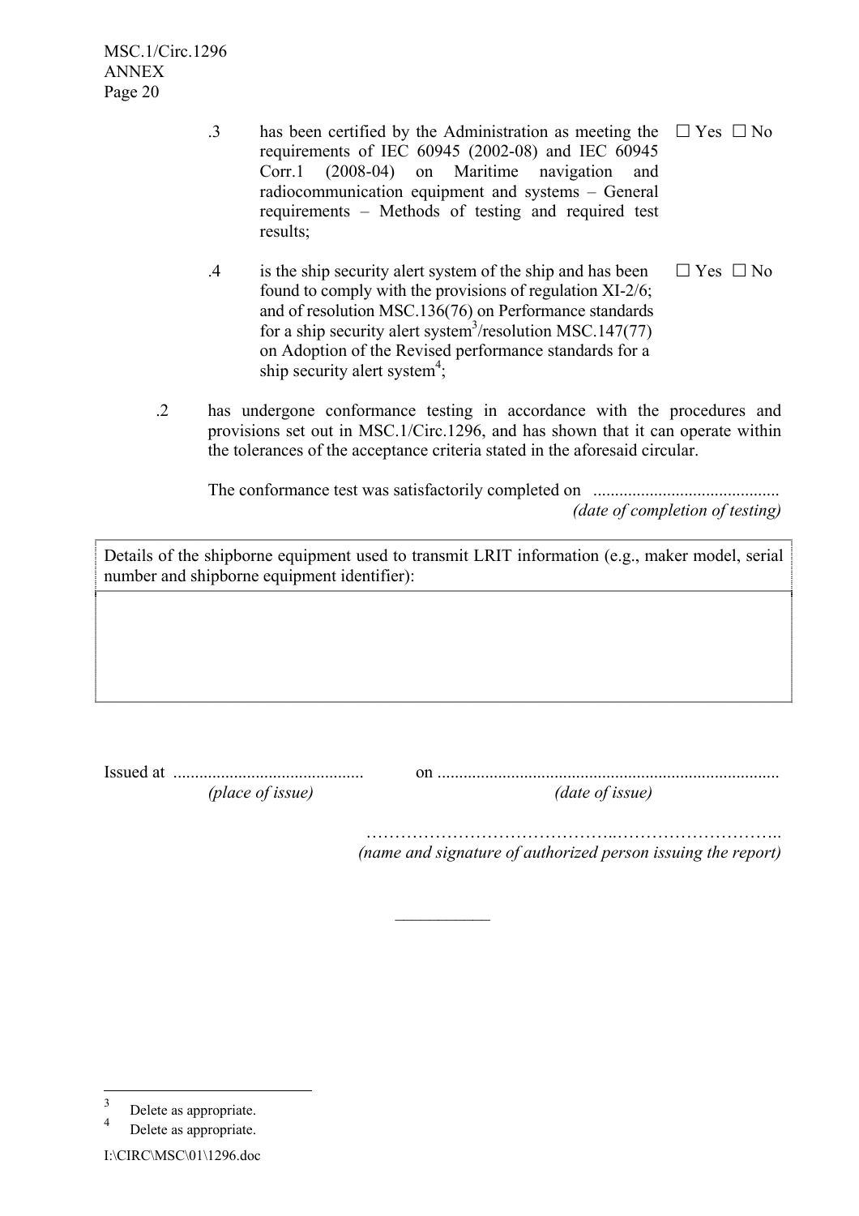.3 has been certified by the Administration as meeting the requirements of IEC 60945 (2002-08) and IEC 60945 Corr.1 (2008-04) on Maritime navigation and radiocommunication equipment and systems – General requirements – Methods of testing and required test results; ☐ Yes ☐ No

.4 is the ship security alert system of the ship and has been found to comply with the provisions of regulation XI-2/6; and of resolution MSC.136(76) on Performance standards for a ship security alert system[3]/resolution MSC.147(77) on Adoption of the Revised performance standards for a ship security alert system[4]; ☐ Yes ☐ No

.2 has undergone conformance testing in accordance with the procedures and provisions set out in MSC.1/Circ.1296, and has shown that it can operate within the tolerances of the acceptance criteria stated in the aforesaid circular.

The conformance test was satisfactorily completed on ..........................................
*(date of completion of testing)*

| Details of the shipborne equipment used to transmit LRIT information (e.g., maker model, serial number and shipborne equipment identifier): |
|---|
| |

Issued at ........................................... *(place of issue)* on ............................................................................. *(date of issue)*

……………………………………..………………………..
*(name and signature of authorized person issuing the report)*

___________

[3] Delete as appropriate.

[4] Delete as appropriate.